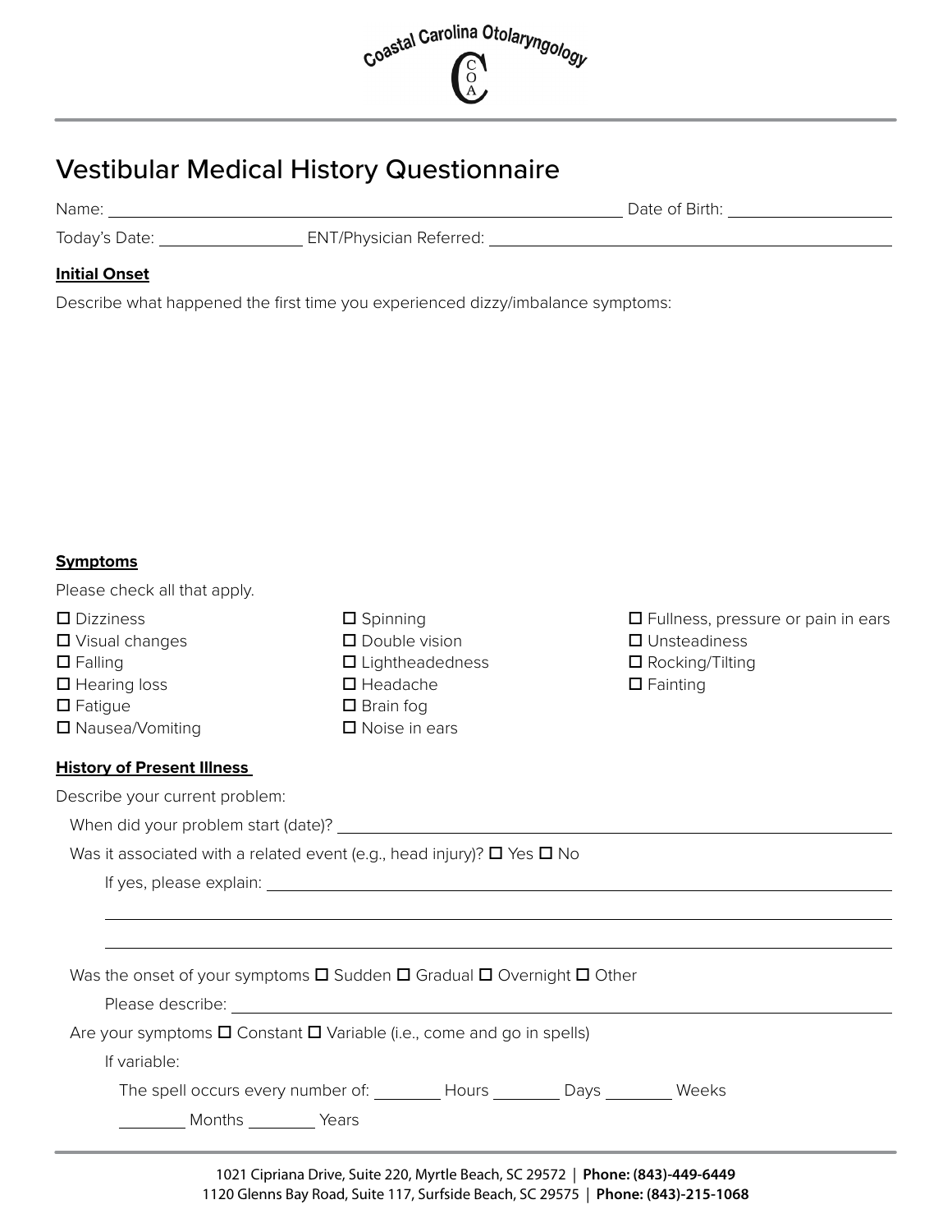Coastal Carolina Otolaryngology

# Vestibular Medical History Questionnaire

Name: ______________________________ Date of Birth: ______________

Today's Date: ____________ ENT/Physician Referred: ______________________________

**Initial Onset**

Describe what happened the first time you experienced dizzy/imbalance symptoms:

**Symptoms**

Please check all that apply.

- ☐ Dizziness
- ☐ Visual changes
- ☐ Falling
- ☐ Hearing loss
- ☐ Fatigue
- ☐ Nausea/Vomiting
- ☐ Spinning
- ☐ Double vision
- ☐ Lightheadedness
- ☐ Headache
- ☐ Brain fog
- ☐ Noise in ears
- ☐ Fullness, pressure or pain in ears
- ☐ Unsteadiness
- ☐ Rocking/Tilting
- ☐ Fainting

**History of Present Illness**

Describe your current problem:

When did your problem start (date)? ______________________________

Was it associated with a related event (e.g., head injury)? ☐ Yes ☐ No

If yes, please explain: ______________________________

Was the onset of your symptoms ☐ Sudden ☐ Gradual ☐ Overnight ☐ Other

Please describe: ______________________________

Are your symptoms ☐ Constant ☐ Variable (i.e., come and go in spells)

If variable:

The spell occurs every number of: ________ Hours ________ Days ________ Weeks

________ Months ________ Years

1021 Cipriana Drive, Suite 220, Myrtle Beach, SC 29572 | **Phone: (843)-449-6449**
1120 Glenns Bay Road, Suite 117, Surfside Beach, SC 29575 | **Phone: (843)-215-1068**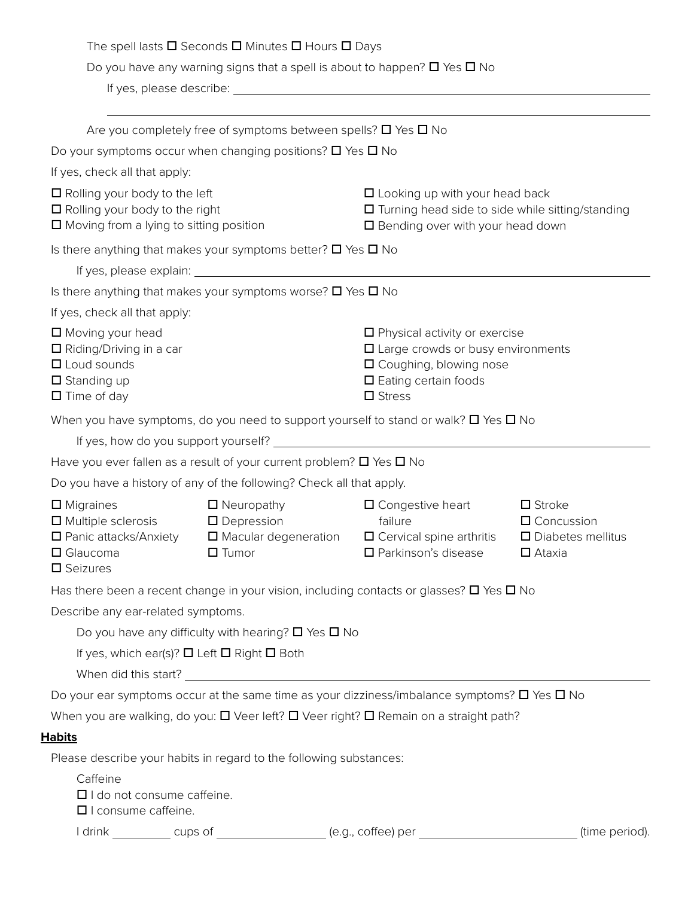The spell lasts ☐ Seconds ☐ Minutes ☐ Hours ☐ Days

Do you have any warning signs that a spell is about to happen? ☐ Yes ☐ No

If yes, please describe: ______________________________________________

______________________________________________

Are you completely free of symptoms between spells? ☐ Yes ☐ No

Do your symptoms occur when changing positions? ☐ Yes ☐ No

If yes, check all that apply:

- ☐ Rolling your body to the left
- ☐ Rolling your body to the right
- ☐ Moving from a lying to sitting position
- ☐ Looking up with your head back
- ☐ Turning head side to side while sitting/standing
- ☐ Bending over with your head down

Is there anything that makes your symptoms better? ☐ Yes ☐ No

If yes, please explain: ______________________________________________

Is there anything that makes your symptoms worse? ☐ Yes ☐ No

If yes, check all that apply:

- ☐ Moving your head
- ☐ Riding/Driving in a car
- ☐ Loud sounds
- ☐ Standing up
- ☐ Time of day
- ☐ Physical activity or exercise
- ☐ Large crowds or busy environments
- ☐ Coughing, blowing nose
- ☐ Eating certain foods
- ☐ Stress

When you have symptoms, do you need to support yourself to stand or walk? ☐ Yes ☐ No

If yes, how do you support yourself? ______________________________________________

Have you ever fallen as a result of your current problem? ☐ Yes ☐ No

Do you have a history of any of the following? Check all that apply.

- ☐ Migraines
- ☐ Multiple sclerosis
- ☐ Panic attacks/Anxiety
- ☐ Glaucoma
- ☐ Seizures
- ☐ Neuropathy
- ☐ Depression
- ☐ Macular degeneration
- ☐ Tumor
- ☐ Congestive heart failure
- ☐ Cervical spine arthritis
- ☐ Parkinson's disease
- ☐ Stroke
- ☐ Concussion
- ☐ Diabetes mellitus
- ☐ Ataxia

Has there been a recent change in your vision, including contacts or glasses? ☐ Yes ☐ No

Describe any ear-related symptoms.

Do you have any difficulty with hearing? ☐ Yes ☐ No

If yes, which ear(s)? ☐ Left ☐ Right ☐ Both

When did this start? ______________________________________________

Do your ear symptoms occur at the same time as your dizziness/imbalance symptoms? ☐ Yes ☐ No

When you are walking, do you: ☐ Veer left? ☐ Veer right? ☐ Remain on a straight path?

**<u>Habits</u>**

Please describe your habits in regard to the following substances:

Caffeine

☐ I do not consume caffeine.

☐ I consume caffeine.

I drink __________ cups of __________________ (e.g., coffee) per __________________________ (time period).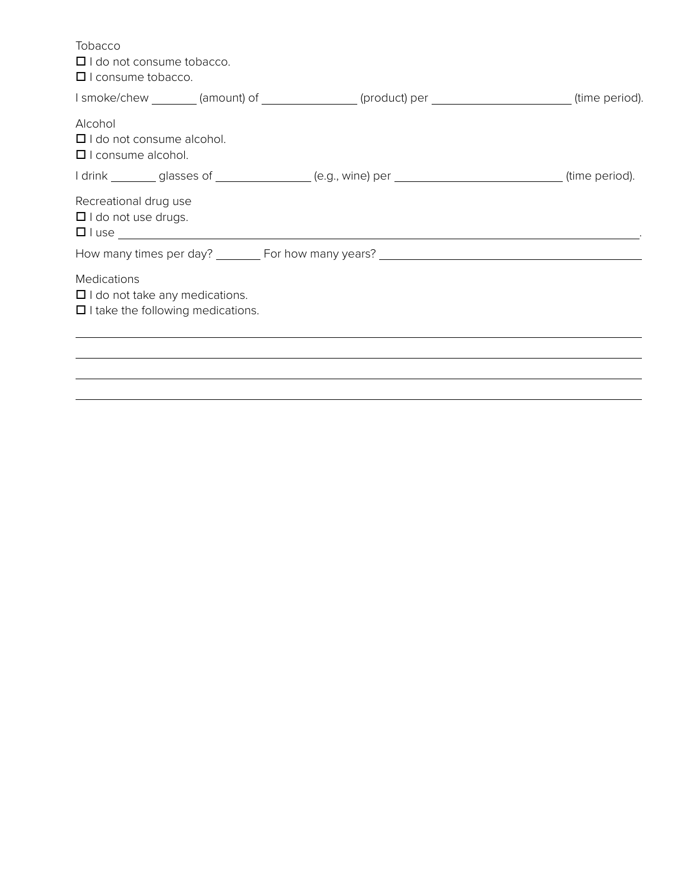Tobacco

☐ I do not consume tobacco.

☐ I consume tobacco.

I smoke/chew ________ (amount) of ________________ (product) per ________________________ (time period).

Alcohol

☐ I do not consume alcohol.

☐ I consume alcohol.

I drink ________ glasses of ________________ (e.g., wine) per ____________________________ (time period).

Recreational drug use

☐ I do not use drugs.

☐ I use ______________________________________________________________________________.

How many times per day? ________ For how many years? ____________________________________________

Medications

☐ I do not take any medications.

☐ I take the following medications.

______________________________________________________________________________

______________________________________________________________________________

______________________________________________________________________________

______________________________________________________________________________